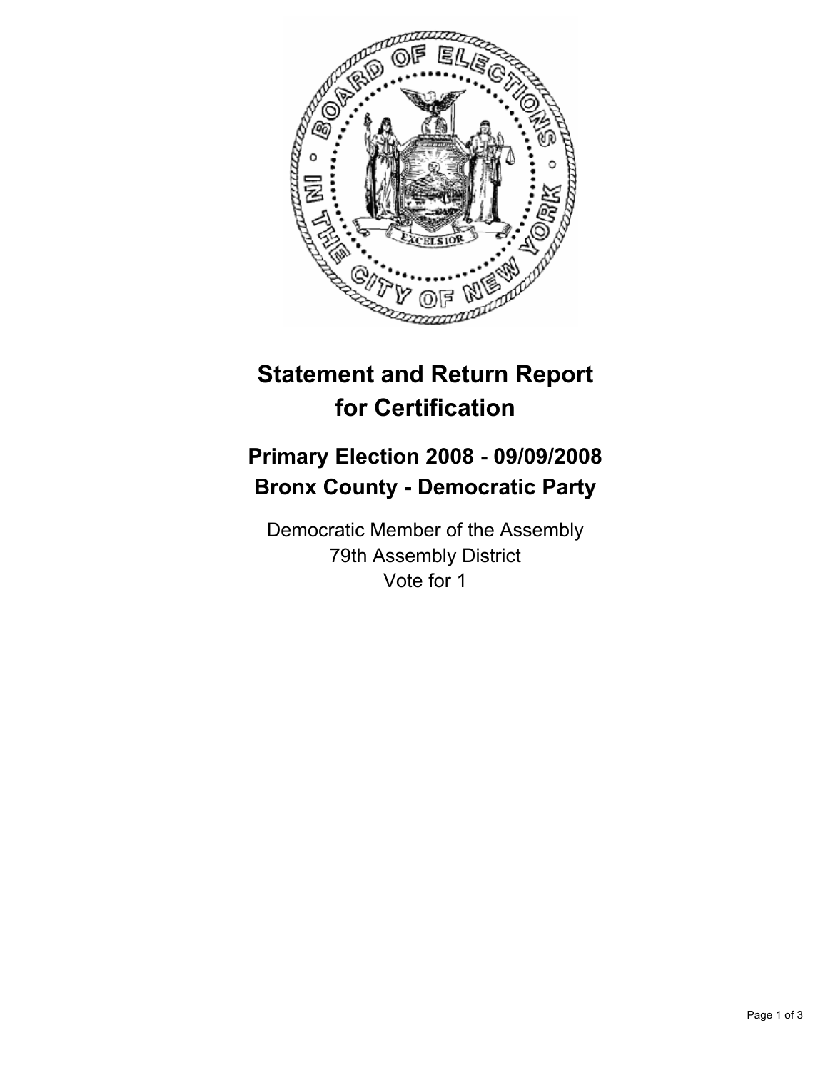# Statement and Return Report for Certification

## Primary Election 2008 - 09/09/2008
## Bronx County - Democratic Party

Democratic Member of the Assembly
79th Assembly District
Vote for 1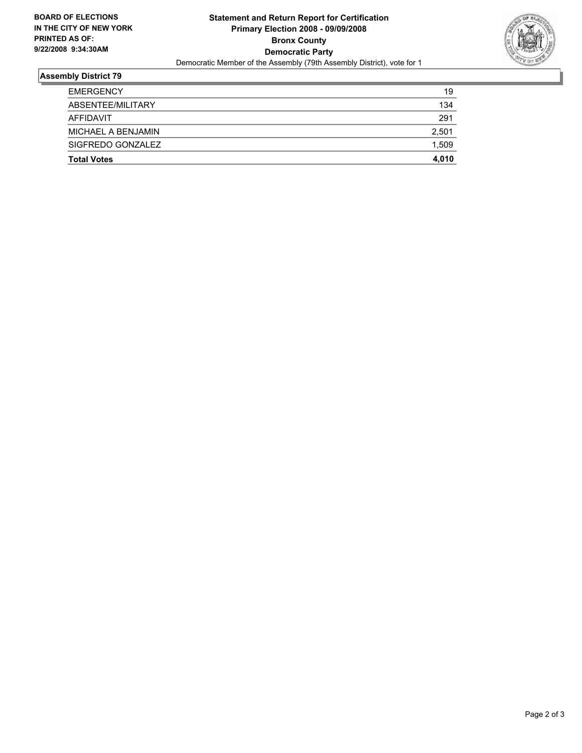**BOARD OF ELECTIONS IN THE CITY OF NEW YORK PRINTED AS OF: 9/22/2008 9:34:30AM**

# Statement and Return Report for Certification
## Primary Election 2008 - 09/09/2008
## Bronx County
## Democratic Party

Democratic Member of the Assembly (79th Assembly District), vote for 1

### Assembly District 79

| | |
|---|---|
| EMERGENCY | 19 |
| ABSENTEE/MILITARY | 134 |
| AFFIDAVIT | 291 |
| MICHAEL A BENJAMIN | 2,501 |
| SIGFREDO GONZALEZ | 1,509 |
| **Total Votes** | **4,010** |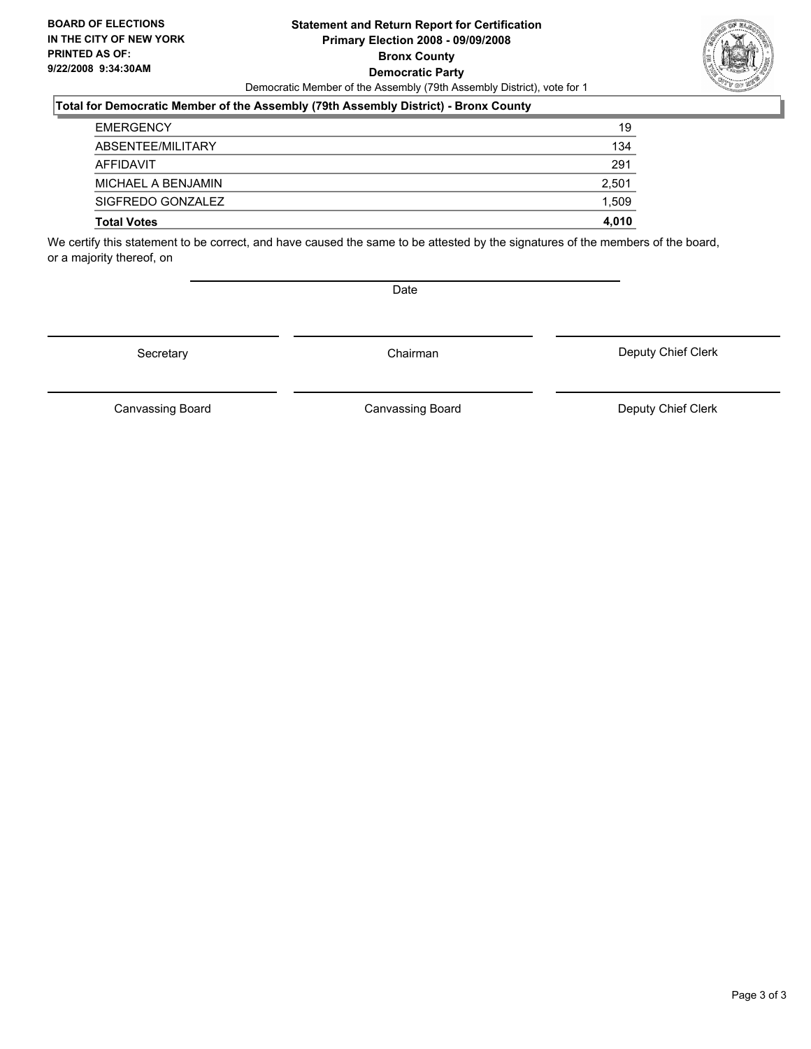**BOARD OF ELECTIONS IN THE CITY OF NEW YORK PRINTED AS OF: 9/22/2008 9:34:30AM**

**Statement and Return Report for Certification**
**Primary Election 2008 - 09/09/2008**
**Bronx County**
**Democratic Party**

Democratic Member of the Assembly (79th Assembly District), vote for 1

**Total for Democratic Member of the Assembly (79th Assembly District) - Bronx County**

| | |
|---|---|
| EMERGENCY | 19 |
| ABSENTEE/MILITARY | 134 |
| AFFIDAVIT | 291 |
| MICHAEL A BENJAMIN | 2,501 |
| SIGFREDO GONZALEZ | 1,509 |
| **Total Votes** | **4,010** |

We certify this statement to be correct, and have caused the same to be attested by the signatures of the members of the board, or a majority thereof, on

Date

Secretary | Chairman | Deputy Chief Clerk

Canvassing Board | Canvassing Board | Deputy Chief Clerk